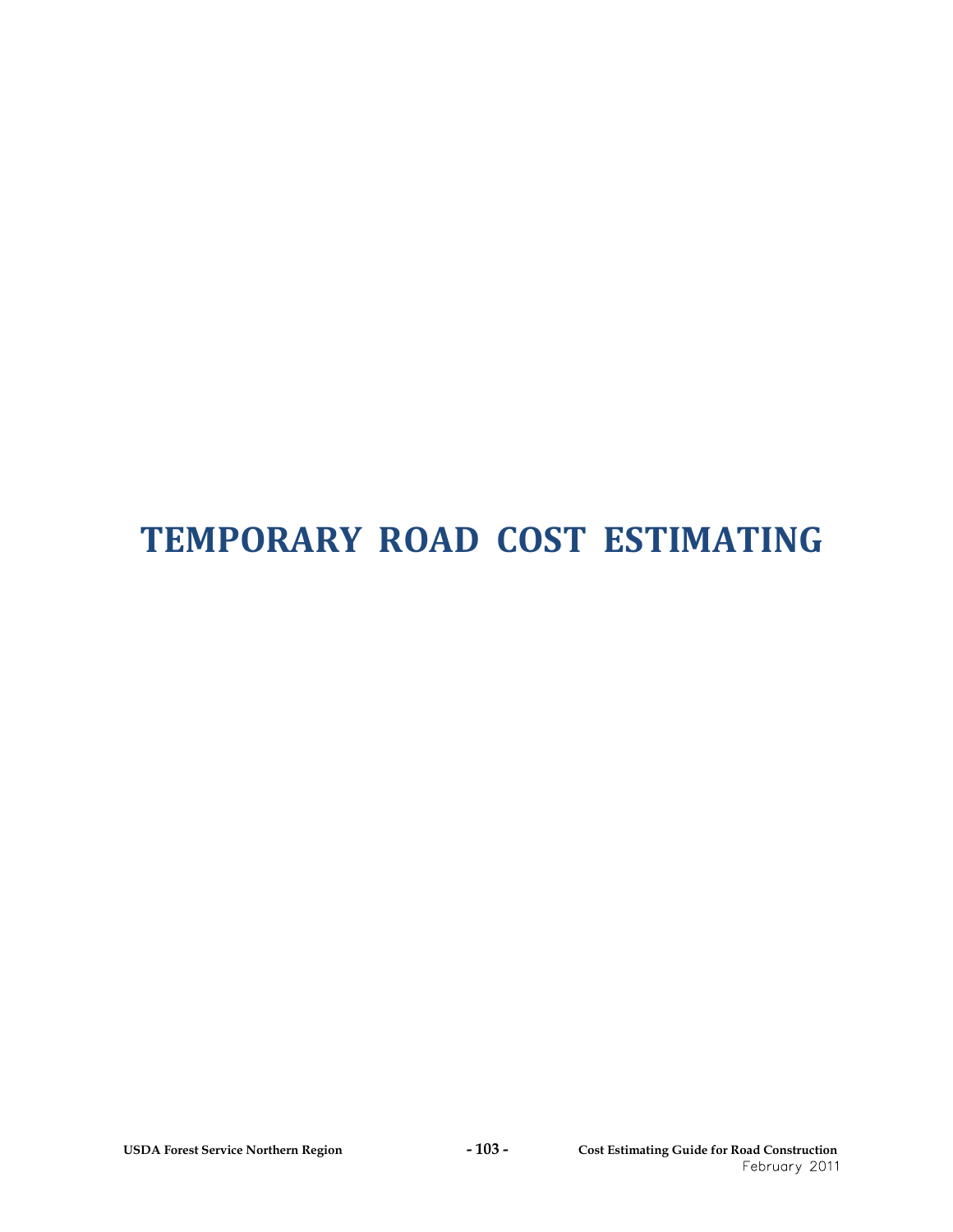# TEMPORARY ROAD COST ESTIMATING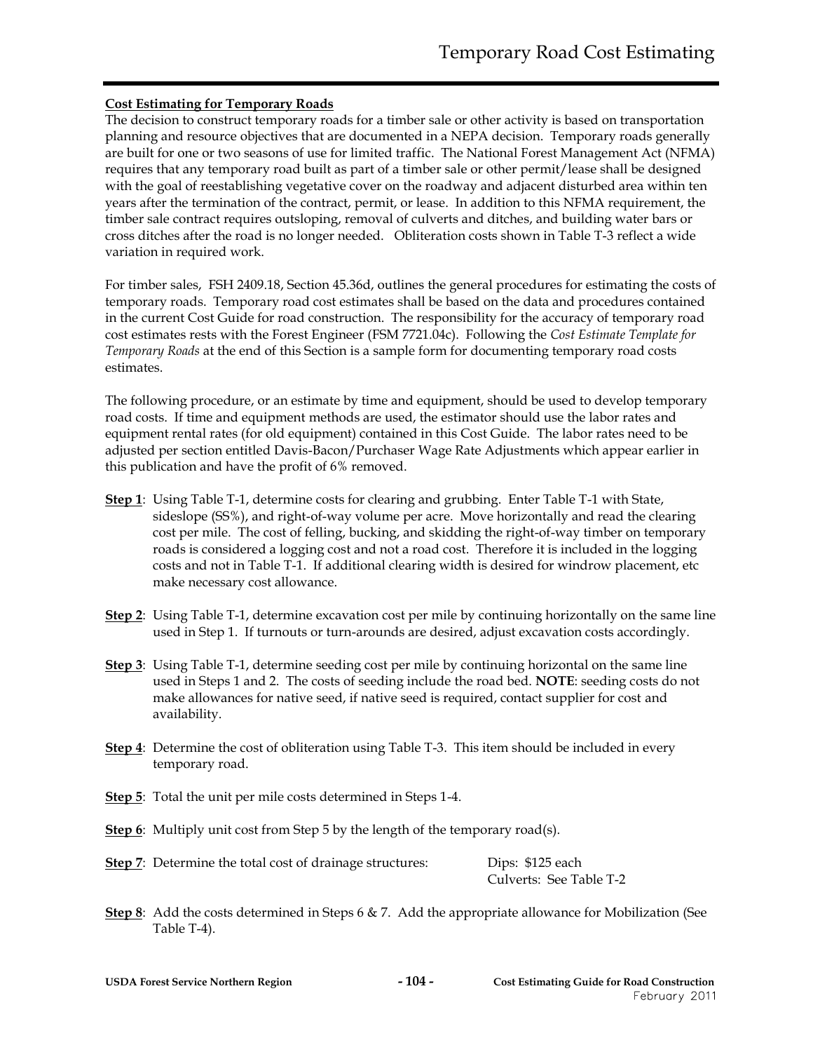**Cost Estimating for Temporary Roads**

The decision to construct temporary roads for a timber sale or other activity is based on transportation planning and resource objectives that are documented in a NEPA decision. Temporary roads generally are built for one or two seasons of use for limited traffic. The National Forest Management Act (NFMA) requires that any temporary road built as part of a timber sale or other permit/lease shall be designed with the goal of reestablishing vegetative cover on the roadway and adjacent disturbed area within ten years after the termination of the contract, permit, or lease. In addition to this NFMA requirement, the timber sale contract requires outsloping, removal of culverts and ditches, and building water bars or cross ditches after the road is no longer needed. Obliteration costs shown in Table T-3 reflect a wide variation in required work.

For timber sales, FSH 2409.18, Section 45.36d, outlines the general procedures for estimating the costs of temporary roads. Temporary road cost estimates shall be based on the data and procedures contained in the current Cost Guide for road construction. The responsibility for the accuracy of temporary road cost estimates rests with the Forest Engineer (FSM 7721.04c). Following the *Cost Estimate Template for Temporary Roads* at the end of this Section is a sample form for documenting temporary road costs estimates.

The following procedure, or an estimate by time and equipment, should be used to develop temporary road costs. If time and equipment methods are used, the estimator should use the labor rates and equipment rental rates (for old equipment) contained in this Cost Guide. The labor rates need to be adjusted per section entitled Davis-Bacon/Purchaser Wage Rate Adjustments which appear earlier in this publication and have the profit of 6% removed.

**Step 1**: Using Table T-1, determine costs for clearing and grubbing. Enter Table T-1 with State, sideslope (SS%), and right-of-way volume per acre. Move horizontally and read the clearing cost per mile. The cost of felling, bucking, and skidding the right-of-way timber on temporary roads is considered a logging cost and not a road cost. Therefore it is included in the logging costs and not in Table T-1. If additional clearing width is desired for windrow placement, etc make necessary cost allowance.

**Step 2**: Using Table T-1, determine excavation cost per mile by continuing horizontally on the same line used in Step 1. If turnouts or turn-arounds are desired, adjust excavation costs accordingly.

**Step 3**: Using Table T-1, determine seeding cost per mile by continuing horizontal on the same line used in Steps 1 and 2. The costs of seeding include the road bed. **NOTE**: seeding costs do not make allowances for native seed, if native seed is required, contact supplier for cost and availability.

**Step 4**: Determine the cost of obliteration using Table T-3. This item should be included in every temporary road.

**Step 5**: Total the unit per mile costs determined in Steps 1-4.

**Step 6**: Multiply unit cost from Step 5 by the length of the temporary road(s).

**Step 7**: Determine the total cost of drainage structures: Dips: $125 each; Culverts: See Table T-2

**Step 8**: Add the costs determined in Steps 6 & 7. Add the appropriate allowance for Mobilization (See Table T-4).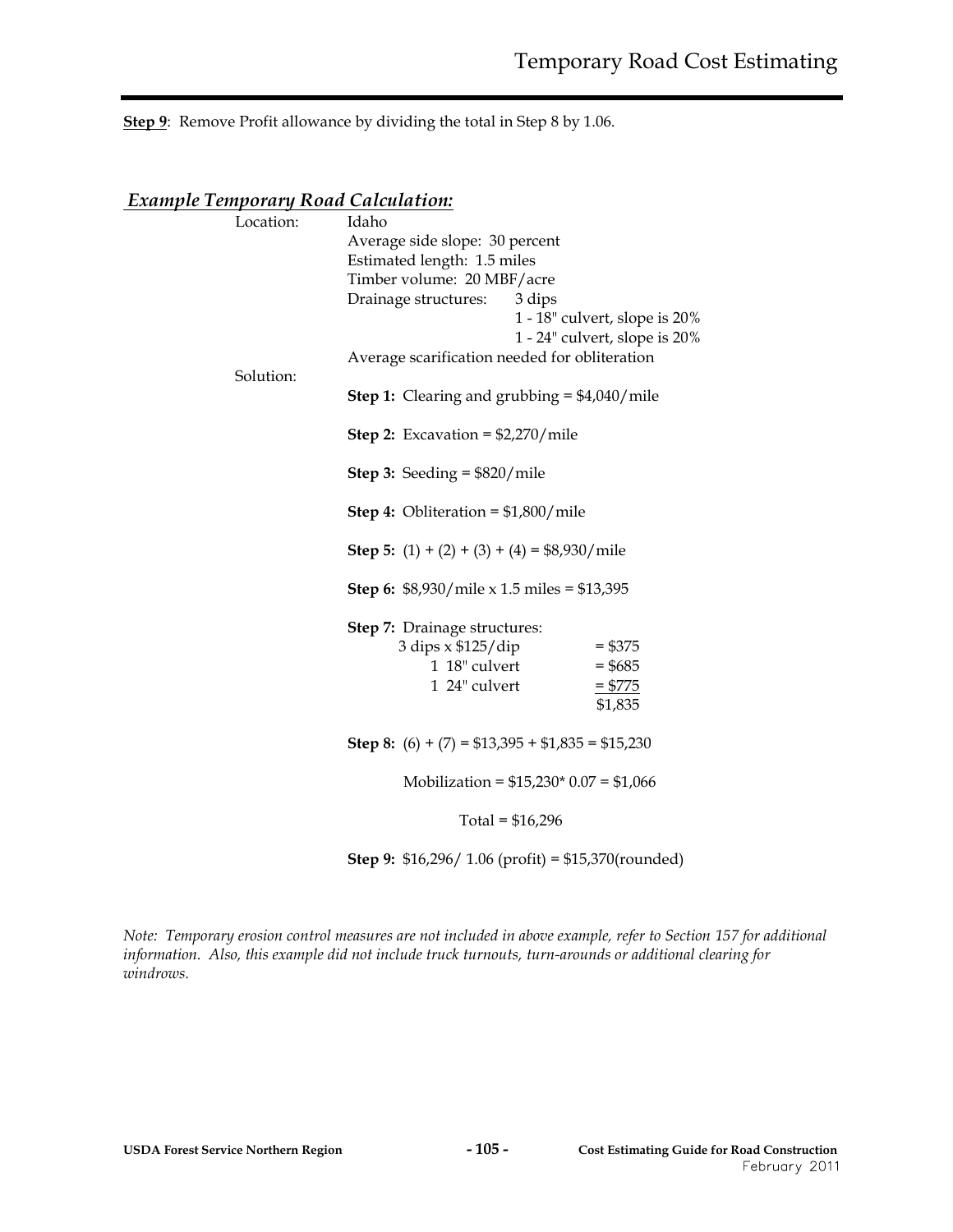**Step 9**: Remove Profit allowance by dividing the total in Step 8 by 1.06.

## *Example Temporary Road Calculation:*

Location: Idaho

Average side slope: 30 percent
Estimated length: 1.5 miles
Timber volume: 20 MBF/acre
Drainage structures: 3 dips
1 - 18" culvert, slope is 20%
1 - 24" culvert, slope is 20%
Average scarification needed for obliteration

Solution:

**Step 1:** Clearing and grubbing = $4,040/mile

**Step 2:** Excavation = $2,270/mile

**Step 3:** Seeding = $820/mile

**Step 4:** Obliteration = $1,800/mile

**Step 5:** (1) + (2) + (3) + (4) = $8,930/mile

**Step 6:** $8,930/mile x 1.5 miles = $13,395

**Step 7:** Drainage structures:

| | |
|---|---|
| 3 dips x $125/dip | = $375 |
| 1 18" culvert | = $685 |
| 1 24" culvert | = $775 |
| | $1,835 |

**Step 8:** (6) + (7) = $13,395 + $1,835 = $15,230

Mobilization = $15,230* 0.07 = $1,066

Total = $16,296

**Step 9:** $16,296/ 1.06 (profit) = $15,370(rounded)

*Note: Temporary erosion control measures are not included in above example, refer to Section 157 for additional information. Also, this example did not include truck turnouts, turn-arounds or additional clearing for windrows.*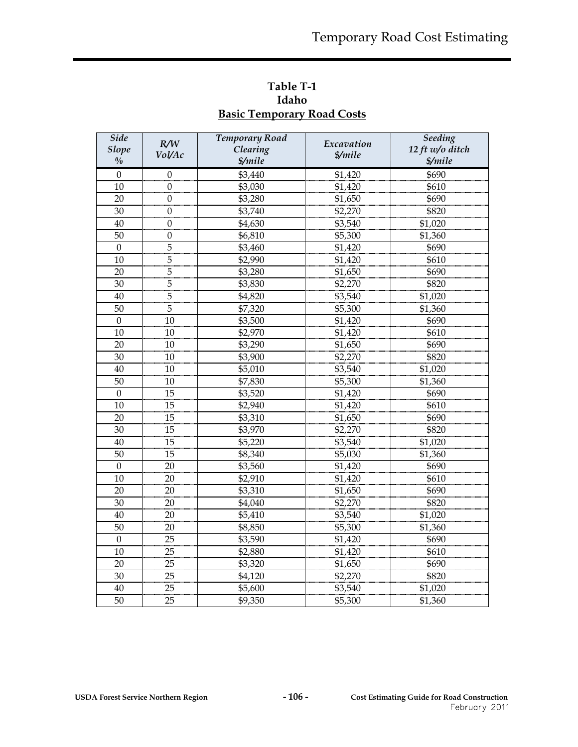**Table T-1**
**Idaho**
**Basic Temporary Road Costs**

| *Side Slope %* | *R/W Vol/Ac* | *Temporary Road Clearing $/mile* | *Excavation $/mile* | *Seeding 12 ft w/o ditch $/mile* |
|---|---|---|---|---|
| 0 | 0 | $3,440 | $1,420 | $690 |
| 10 | 0 | $3,030 | $1,420 | $610 |
| 20 | 0 | $3,280 | $1,650 | $690 |
| 30 | 0 | $3,740 | $2,270 | $820 |
| 40 | 0 | $4,630 | $3,540 | $1,020 |
| 50 | 0 | $6,810 | $5,300 | $1,360 |
| 0 | 5 | $3,460 | $1,420 | $690 |
| 10 | 5 | $2,990 | $1,420 | $610 |
| 20 | 5 | $3,280 | $1,650 | $690 |
| 30 | 5 | $3,830 | $2,270 | $820 |
| 40 | 5 | $4,820 | $3,540 | $1,020 |
| 50 | 5 | $7,320 | $5,300 | $1,360 |
| 0 | 10 | $3,500 | $1,420 | $690 |
| 10 | 10 | $2,970 | $1,420 | $610 |
| 20 | 10 | $3,290 | $1,650 | $690 |
| 30 | 10 | $3,900 | $2,270 | $820 |
| 40 | 10 | $5,010 | $3,540 | $1,020 |
| 50 | 10 | $7,830 | $5,300 | $1,360 |
| 0 | 15 | $3,520 | $1,420 | $690 |
| 10 | 15 | $2,940 | $1,420 | $610 |
| 20 | 15 | $3,310 | $1,650 | $690 |
| 30 | 15 | $3,970 | $2,270 | $820 |
| 40 | 15 | $5,220 | $3,540 | $1,020 |
| 50 | 15 | $8,340 | $5,030 | $1,360 |
| 0 | 20 | $3,560 | $1,420 | $690 |
| 10 | 20 | $2,910 | $1,420 | $610 |
| 20 | 20 | $3,310 | $1,650 | $690 |
| 30 | 20 | $4,040 | $2,270 | $820 |
| 40 | 20 | $5,410 | $3,540 | $1,020 |
| 50 | 20 | $8,850 | $5,300 | $1,360 |
| 0 | 25 | $3,590 | $1,420 | $690 |
| 10 | 25 | $2,880 | $1,420 | $610 |
| 20 | 25 | $3,320 | $1,650 | $690 |
| 30 | 25 | $4,120 | $2,270 | $820 |
| 40 | 25 | $5,600 | $3,540 | $1,020 |
| 50 | 25 | $9,350 | $5,300 | $1,360 |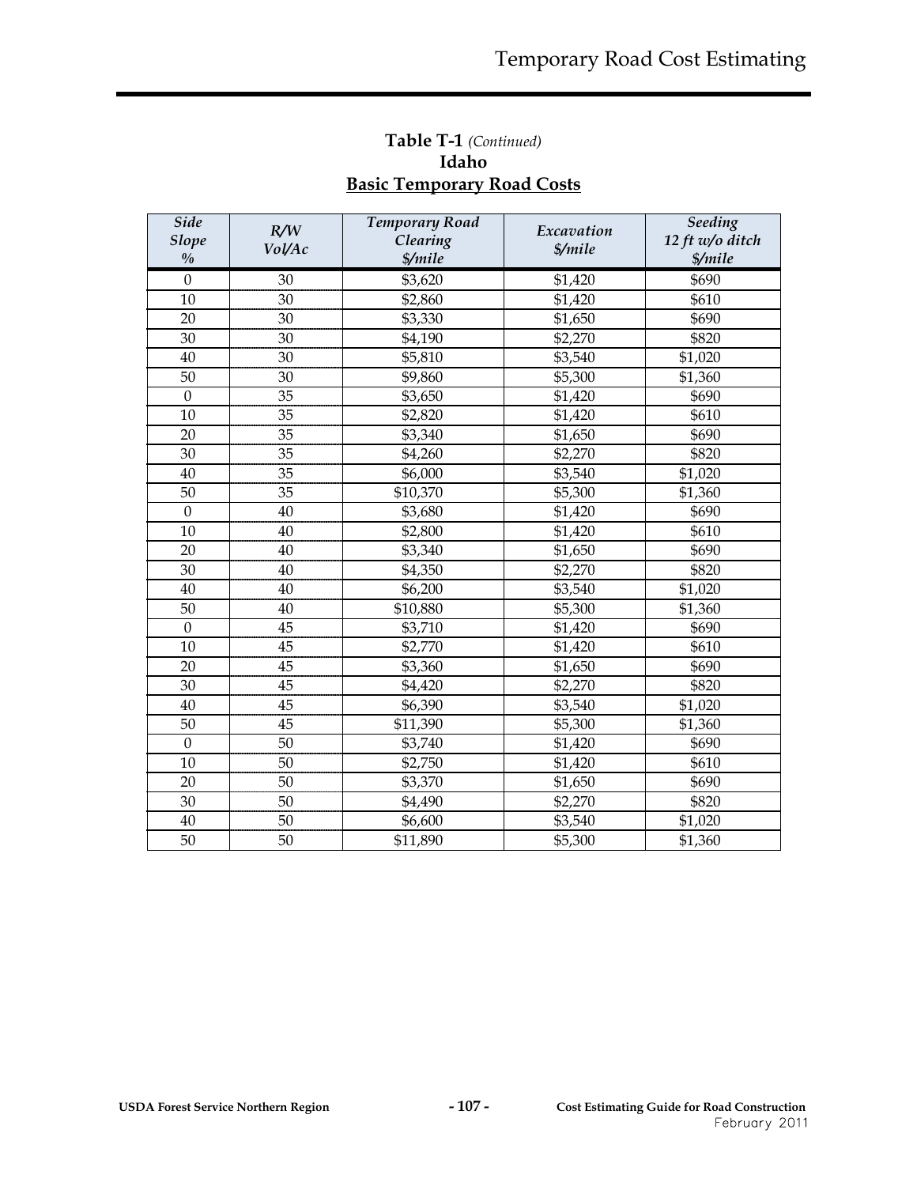**Table T-1** *(Continued)*
**Idaho**
**Basic Temporary Road Costs**

| *Side Slope %* | *R/W Vol/Ac* | *Temporary Road Clearing $/mile* | *Excavation $/mile* | *Seeding 12 ft w/o ditch $/mile* |
|---|---|---|---|---|
| 0 | 30 | $3,620 | $1,420 | $690 |
| 10 | 30 | $2,860 | $1,420 | $610 |
| 20 | 30 | $3,330 | $1,650 | $690 |
| 30 | 30 | $4,190 | $2,270 | $820 |
| 40 | 30 | $5,810 | $3,540 | $1,020 |
| 50 | 30 | $9,860 | $5,300 | $1,360 |
| 0 | 35 | $3,650 | $1,420 | $690 |
| 10 | 35 | $2,820 | $1,420 | $610 |
| 20 | 35 | $3,340 | $1,650 | $690 |
| 30 | 35 | $4,260 | $2,270 | $820 |
| 40 | 35 | $6,000 | $3,540 | $1,020 |
| 50 | 35 | $10,370 | $5,300 | $1,360 |
| 0 | 40 | $3,680 | $1,420 | $690 |
| 10 | 40 | $2,800 | $1,420 | $610 |
| 20 | 40 | $3,340 | $1,650 | $690 |
| 30 | 40 | $4,350 | $2,270 | $820 |
| 40 | 40 | $6,200 | $3,540 | $1,020 |
| 50 | 40 | $10,880 | $5,300 | $1,360 |
| 0 | 45 | $3,710 | $1,420 | $690 |
| 10 | 45 | $2,770 | $1,420 | $610 |
| 20 | 45 | $3,360 | $1,650 | $690 |
| 30 | 45 | $4,420 | $2,270 | $820 |
| 40 | 45 | $6,390 | $3,540 | $1,020 |
| 50 | 45 | $11,390 | $5,300 | $1,360 |
| 0 | 50 | $3,740 | $1,420 | $690 |
| 10 | 50 | $2,750 | $1,420 | $610 |
| 20 | 50 | $3,370 | $1,650 | $690 |
| 30 | 50 | $4,490 | $2,270 | $820 |
| 40 | 50 | $6,600 | $3,540 | $1,020 |
| 50 | 50 | $11,890 | $5,300 | $1,360 |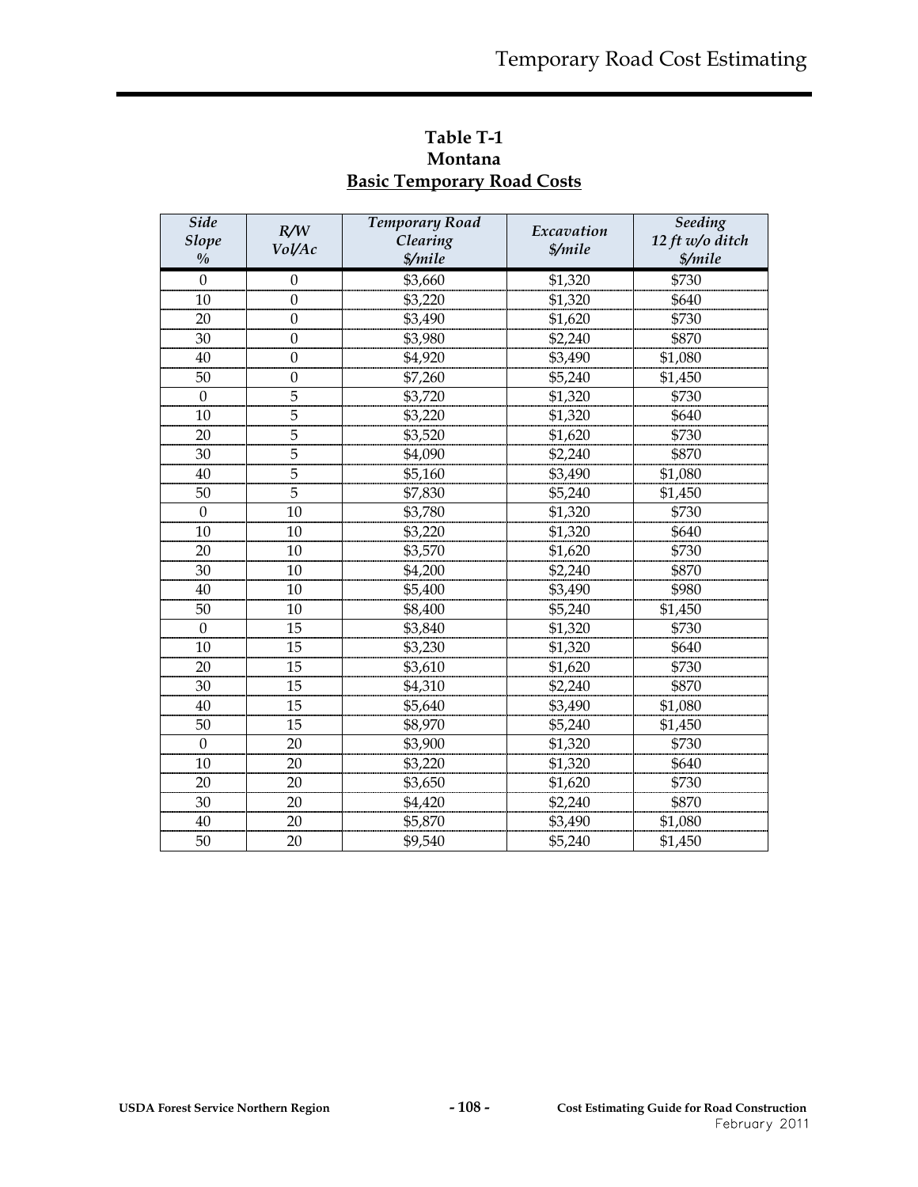## Table T-1
## Montana
## Basic Temporary Road Costs

| *Side Slope %* | *R/W Vol/Ac* | *Temporary Road Clearing $/mile* | *Excavation $/mile* | *Seeding 12 ft w/o ditch $/mile* |
|---|---|---|---|---|
| 0 | 0 | $3,660 | $1,320 | $730 |
| 10 | 0 | $3,220 | $1,320 | $640 |
| 20 | 0 | $3,490 | $1,620 | $730 |
| 30 | 0 | $3,980 | $2,240 | $870 |
| 40 | 0 | $4,920 | $3,490 | $1,080 |
| 50 | 0 | $7,260 | $5,240 | $1,450 |
| 0 | 5 | $3,720 | $1,320 | $730 |
| 10 | 5 | $3,220 | $1,320 | $640 |
| 20 | 5 | $3,520 | $1,620 | $730 |
| 30 | 5 | $4,090 | $2,240 | $870 |
| 40 | 5 | $5,160 | $3,490 | $1,080 |
| 50 | 5 | $7,830 | $5,240 | $1,450 |
| 0 | 10 | $3,780 | $1,320 | $730 |
| 10 | 10 | $3,220 | $1,320 | $640 |
| 20 | 10 | $3,570 | $1,620 | $730 |
| 30 | 10 | $4,200 | $2,240 | $870 |
| 40 | 10 | $5,400 | $3,490 | $980 |
| 50 | 10 | $8,400 | $5,240 | $1,450 |
| 0 | 15 | $3,840 | $1,320 | $730 |
| 10 | 15 | $3,230 | $1,320 | $640 |
| 20 | 15 | $3,610 | $1,620 | $730 |
| 30 | 15 | $4,310 | $2,240 | $870 |
| 40 | 15 | $5,640 | $3,490 | $1,080 |
| 50 | 15 | $8,970 | $5,240 | $1,450 |
| 0 | 20 | $3,900 | $1,320 | $730 |
| 10 | 20 | $3,220 | $1,320 | $640 |
| 20 | 20 | $3,650 | $1,620 | $730 |
| 30 | 20 | $4,420 | $2,240 | $870 |
| 40 | 20 | $5,870 | $3,490 | $1,080 |
| 50 | 20 | $9,540 | $5,240 | $1,450 |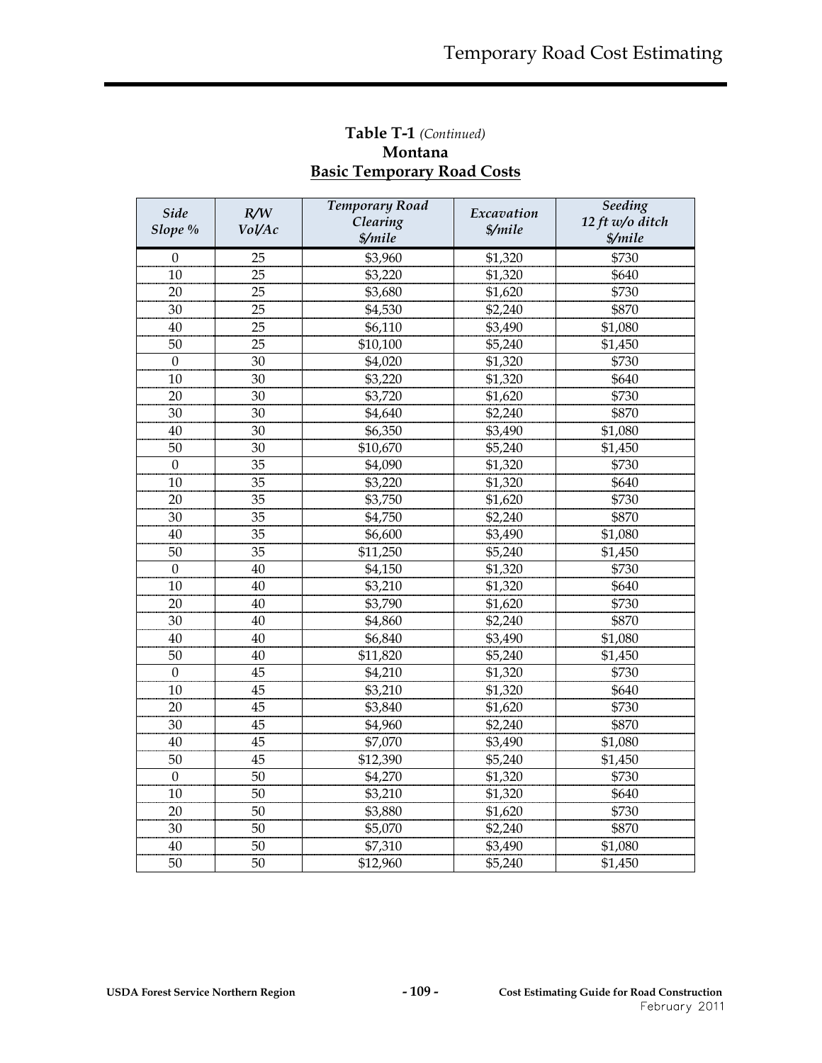**Table T-1** *(Continued)*
**Montana**
**Basic Temporary Road Costs**

| *Side Slope %* | *R/W Vol/Ac* | *Temporary Road Clearing $/mile* | *Excavation $/mile* | *Seeding 12 ft w/o ditch $/mile* |
|---|---|---|---|---|
| 0 | 25 | $3,960 | $1,320 | $730 |
| 10 | 25 | $3,220 | $1,320 | $640 |
| 20 | 25 | $3,680 | $1,620 | $730 |
| 30 | 25 | $4,530 | $2,240 | $870 |
| 40 | 25 | $6,110 | $3,490 | $1,080 |
| 50 | 25 | $10,100 | $5,240 | $1,450 |
| 0 | 30 | $4,020 | $1,320 | $730 |
| 10 | 30 | $3,220 | $1,320 | $640 |
| 20 | 30 | $3,720 | $1,620 | $730 |
| 30 | 30 | $4,640 | $2,240 | $870 |
| 40 | 30 | $6,350 | $3,490 | $1,080 |
| 50 | 30 | $10,670 | $5,240 | $1,450 |
| 0 | 35 | $4,090 | $1,320 | $730 |
| 10 | 35 | $3,220 | $1,320 | $640 |
| 20 | 35 | $3,750 | $1,620 | $730 |
| 30 | 35 | $4,750 | $2,240 | $870 |
| 40 | 35 | $6,600 | $3,490 | $1,080 |
| 50 | 35 | $11,250 | $5,240 | $1,450 |
| 0 | 40 | $4,150 | $1,320 | $730 |
| 10 | 40 | $3,210 | $1,320 | $640 |
| 20 | 40 | $3,790 | $1,620 | $730 |
| 30 | 40 | $4,860 | $2,240 | $870 |
| 40 | 40 | $6,840 | $3,490 | $1,080 |
| 50 | 40 | $11,820 | $5,240 | $1,450 |
| 0 | 45 | $4,210 | $1,320 | $730 |
| 10 | 45 | $3,210 | $1,320 | $640 |
| 20 | 45 | $3,840 | $1,620 | $730 |
| 30 | 45 | $4,960 | $2,240 | $870 |
| 40 | 45 | $7,070 | $3,490 | $1,080 |
| 50 | 45 | $12,390 | $5,240 | $1,450 |
| 0 | 50 | $4,270 | $1,320 | $730 |
| 10 | 50 | $3,210 | $1,320 | $640 |
| 20 | 50 | $3,880 | $1,620 | $730 |
| 30 | 50 | $5,070 | $2,240 | $870 |
| 40 | 50 | $7,310 | $3,490 | $1,080 |
| 50 | 50 | $12,960 | $5,240 | $1,450 |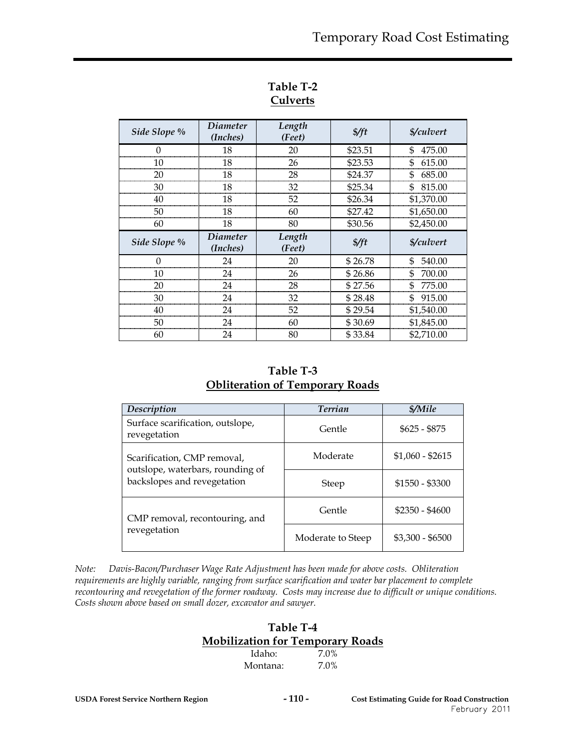## Table T-2
## Culverts

| *Side Slope %* | *Diameter (Inches)* | *Length (Feet)* | *$/ft* | *$/culvert* |
|---|---|---|---|---|
| 0 | 18 | 20 | $23.51 | $ 475.00 |
| 10 | 18 | 26 | $23.53 | $ 615.00 |
| 20 | 18 | 28 | $24.37 | $ 685.00 |
| 30 | 18 | 32 | $25.34 | $ 815.00 |
| 40 | 18 | 52 | $26.34 | $1,370.00 |
| 50 | 18 | 60 | $27.42 | $1,650.00 |
| 60 | 18 | 80 | $30.56 | $2,450.00 |
| *Side Slope %* | *Diameter (Inches)* | *Length (Feet)* | *$/ft* | *$/culvert* |
| 0 | 24 | 20 | $ 26.78 | $ 540.00 |
| 10 | 24 | 26 | $ 26.86 | $ 700.00 |
| 20 | 24 | 28 | $ 27.56 | $ 775.00 |
| 30 | 24 | 32 | $ 28.48 | $ 915.00 |
| 40 | 24 | 52 | $ 29.54 | $1,540.00 |
| 50 | 24 | 60 | $ 30.69 | $1,845.00 |
| 60 | 24 | 80 | $ 33.84 | $2,710.00 |

## Table T-3
## Obliteration of Temporary Roads

| *Description* | *Terrian* | *$/Mile* |
|---|---|---|
| Surface scarification, outslope, revegetation | Gentle | $625 - $875 |
| Scarification, CMP removal, outslope, waterbars, rounding of backslopes and revegetation | Moderate | $1,060 - $2615 |
| | Steep | $1550 - $3300 |
| CMP removal, recontouring, and revegetation | Gentle | $2350 - $4600 |
| | Moderate to Steep | $3,300 - $6500 |

*Note: Davis-Bacon/Purchaser Wage Rate Adjustment has been made for above costs. Obliteration requirements are highly variable, ranging from surface scarification and water bar placement to complete recontouring and revegetation of the former roadway. Costs may increase due to difficult or unique conditions. Costs shown above based on small dozer, excavator and sawyer.*

## Table T-4
## Mobilization for Temporary Roads

Idaho: 7.0%
Montana: 7.0%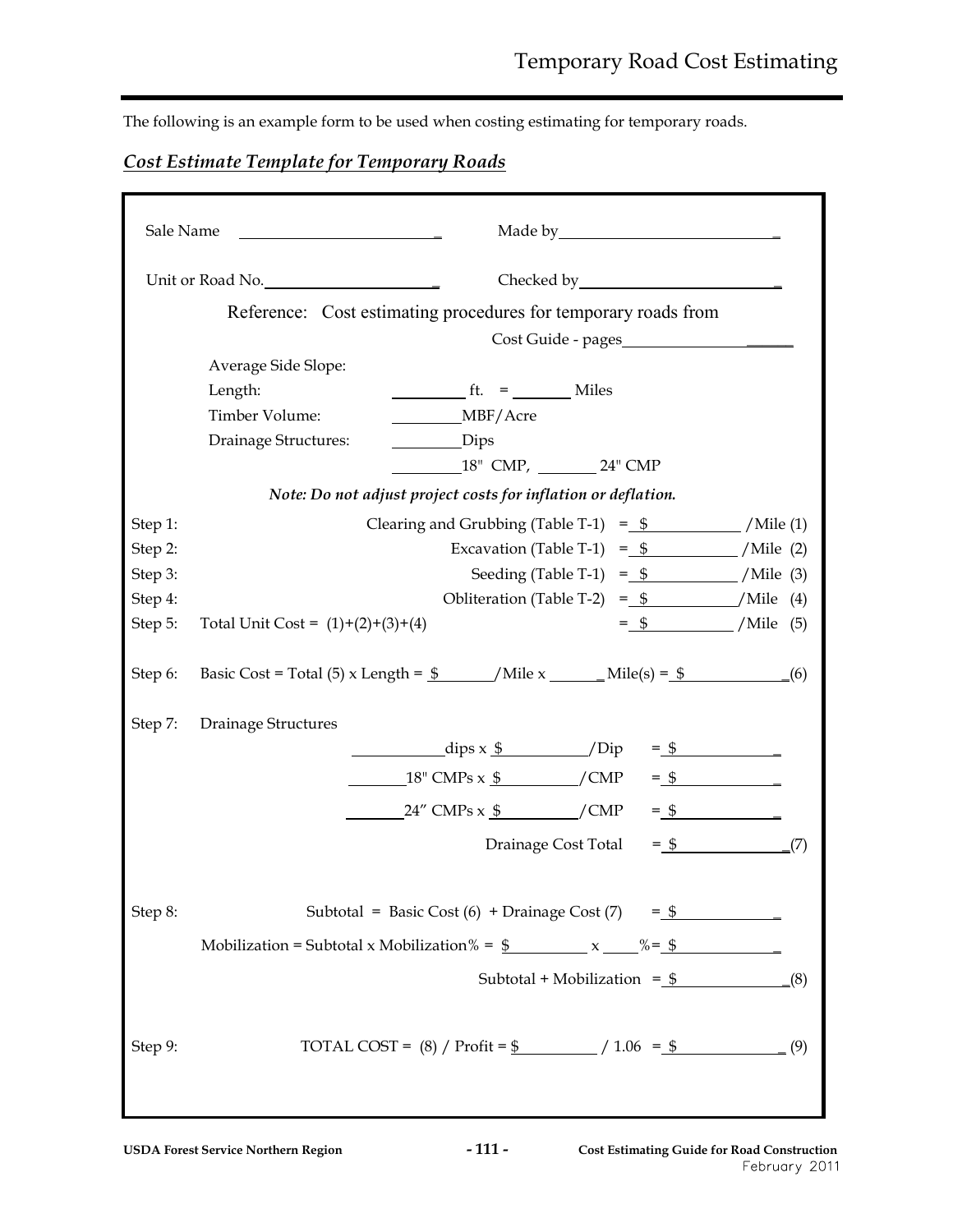The following is an example form to be used when costing estimating for temporary roads.

## *Cost Estimate Template for Temporary Roads*

Sale Name ____________________________ Made by ____________________________

Unit or Road No. ______________________ Checked by __________________________

Reference: Cost estimating procedures for temporary roads from

Cost Guide - pages ______________________

Average Side Slope:

Length: __________ ft. = ________ Miles

Timber Volume: __________ MBF/Acre

Drainage Structures: __________ Dips

__________ 18" CMP, ________ 24" CMP

***Note: Do not adjust project costs for inflation or deflation.***

Step 1: Clearing and Grubbing (Table T-1) = $ ____________ /Mile (1)

Step 2: Excavation (Table T-1) = $ ____________ /Mile (2)

Step 3: Seeding (Table T-1) = $ ____________ /Mile (3)

Step 4: Obliteration (Table T-2) = $ ____________ /Mile (4)

Step 5: Total Unit Cost = (1)+(2)+(3)+(4) = $ ____________ /Mile (5)

Step 6: Basic Cost = Total (5) x Length = $ ________ /Mile x ________ Mile(s) = $ ______________ (6)

Step 7: Drainage Structures

____________ dips x $ ____________ /Dip = $ ______________

________ 18" CMPs x $ ____________ /CMP = $ ______________

________ 24″ CMPs x $ ____________ /CMP = $ ______________

Drainage Cost Total = $ ______________ (7)

Step 8: Subtotal = Basic Cost (6) + Drainage Cost (7) = $ ______________

Mobilization = Subtotal x Mobilization% = $ ____________ x ______ % = $ ______________

Subtotal + Mobilization = $ ______________ (8)

Step 9: TOTAL COST = (8) / Profit = $ ____________ / 1.06 = $ ______________ (9)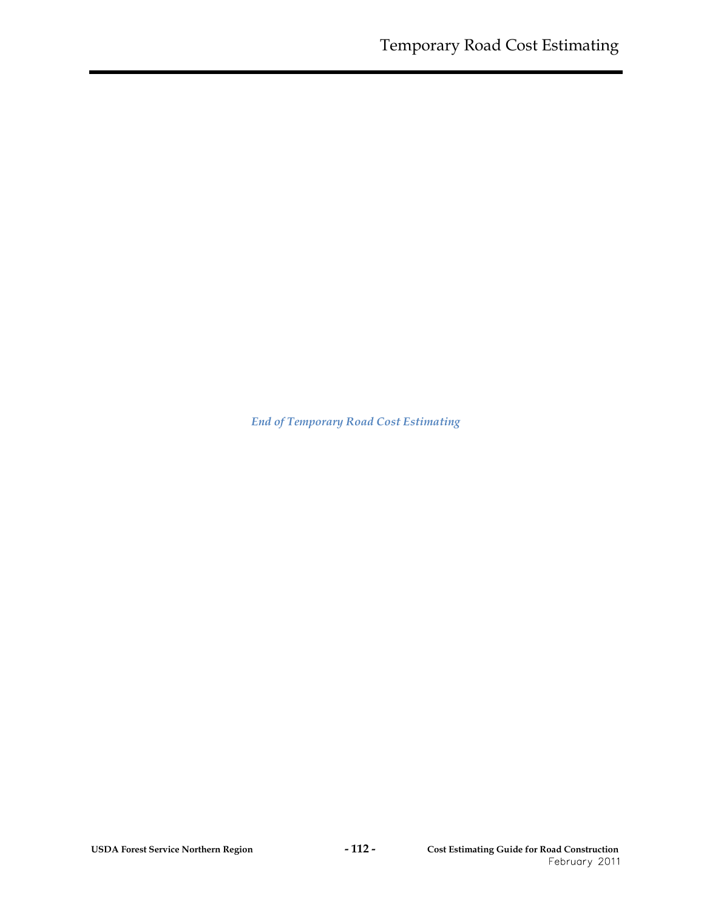*End of Temporary Road Cost Estimating*